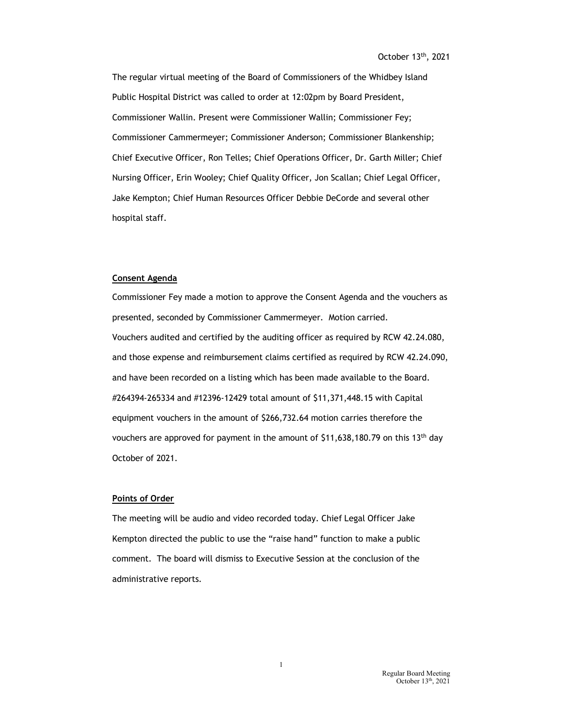October 13th, 2021

The regular virtual meeting of the Board of Commissioners of the Whidbey Island Public Hospital District was called to order at 12:02pm by Board President, Commissioner Wallin. Present were Commissioner Wallin; Commissioner Fey; Commissioner Cammermeyer; Commissioner Anderson; Commissioner Blankenship; Chief Executive Officer, Ron Telles; Chief Operations Officer, Dr. Garth Miller; Chief Nursing Officer, Erin Wooley; Chief Quality Officer, Jon Scallan; Chief Legal Officer, Jake Kempton; Chief Human Resources Officer Debbie DeCorde and several other hospital staff.

**Consent Agenda**

Commissioner Fey made a motion to approve the Consent Agenda and the vouchers as presented, seconded by Commissioner Cammermeyer. Motion carried.
Vouchers audited and certified by the auditing officer as required by RCW 42.24.080, and those expense and reimbursement claims certified as required by RCW 42.24.090, and have been recorded on a listing which has been made available to the Board. #264394-265334 and #12396-12429 total amount of $11,371,448.15 with Capital equipment vouchers in the amount of $266,732.64 motion carries therefore the vouchers are approved for payment in the amount of $11,638,180.79 on this 13th day October of 2021.

**Points of Order**

The meeting will be audio and video recorded today. Chief Legal Officer Jake Kempton directed the public to use the "raise hand" function to make a public comment. The board will dismiss to Executive Session at the conclusion of the administrative reports.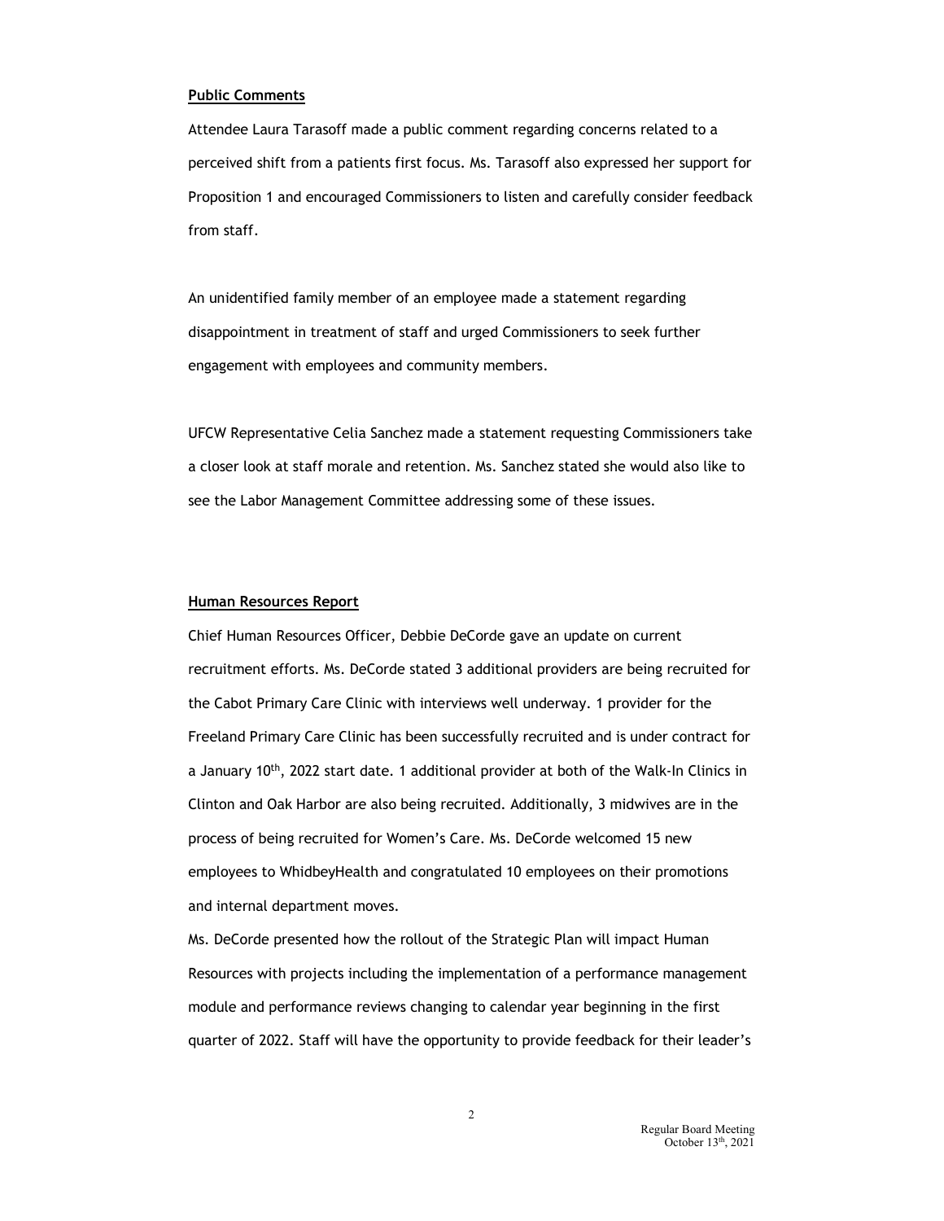**Public Comments**

Attendee Laura Tarasoff made a public comment regarding concerns related to a perceived shift from a patients first focus. Ms. Tarasoff also expressed her support for Proposition 1 and encouraged Commissioners to listen and carefully consider feedback from staff.

An unidentified family member of an employee made a statement regarding disappointment in treatment of staff and urged Commissioners to seek further engagement with employees and community members.

UFCW Representative Celia Sanchez made a statement requesting Commissioners take a closer look at staff morale and retention. Ms. Sanchez stated she would also like to see the Labor Management Committee addressing some of these issues.

**Human Resources Report**

Chief Human Resources Officer, Debbie DeCorde gave an update on current recruitment efforts. Ms. DeCorde stated 3 additional providers are being recruited for the Cabot Primary Care Clinic with interviews well underway. 1 provider for the Freeland Primary Care Clinic has been successfully recruited and is under contract for a January 10th, 2022 start date. 1 additional provider at both of the Walk-In Clinics in Clinton and Oak Harbor are also being recruited. Additionally, 3 midwives are in the process of being recruited for Women's Care. Ms. DeCorde welcomed 15 new employees to WhidbeyHealth and congratulated 10 employees on their promotions and internal department moves.

Ms. DeCorde presented how the rollout of the Strategic Plan will impact Human Resources with projects including the implementation of a performance management module and performance reviews changing to calendar year beginning in the first quarter of 2022. Staff will have the opportunity to provide feedback for their leader's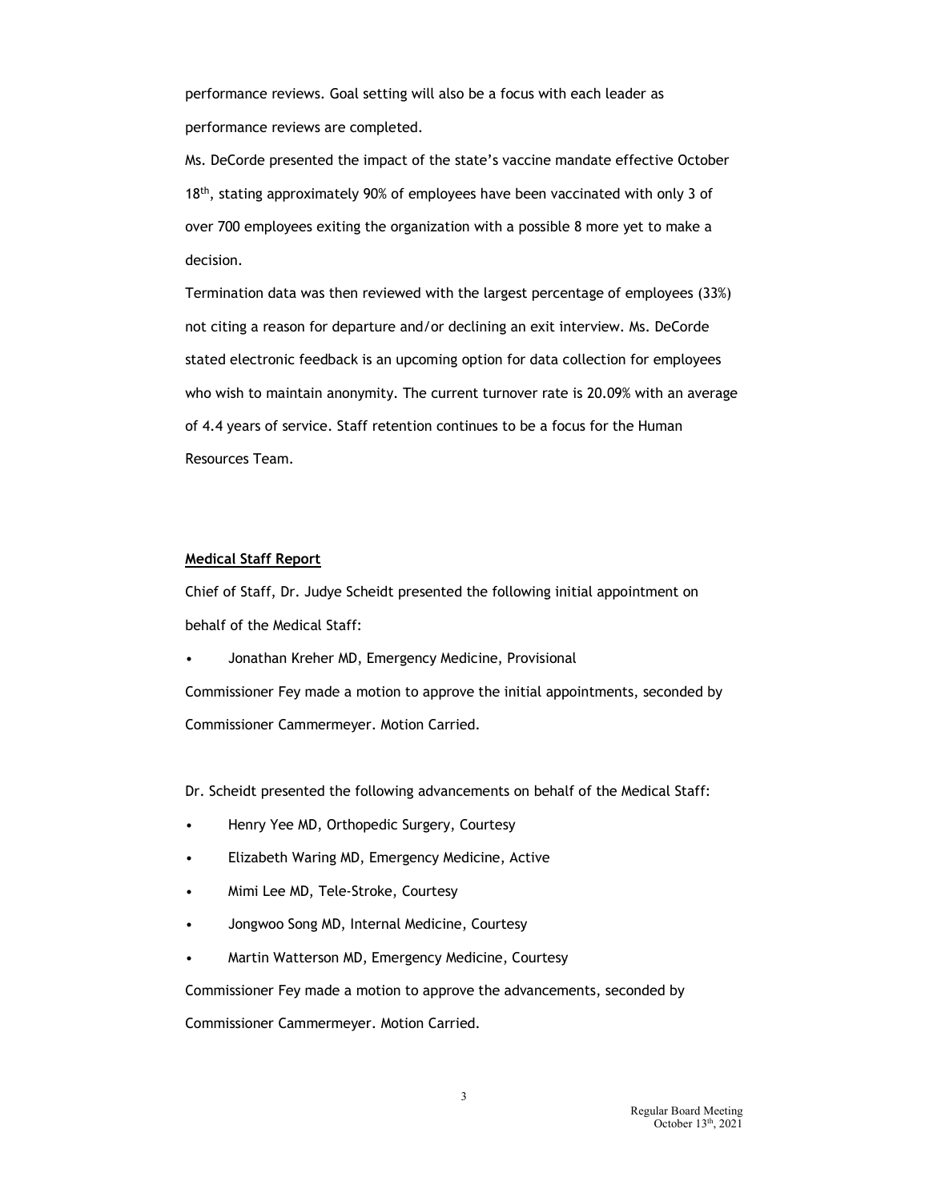performance reviews. Goal setting will also be a focus with each leader as performance reviews are completed.

Ms. DeCorde presented the impact of the state's vaccine mandate effective October 18th, stating approximately 90% of employees have been vaccinated with only 3 of over 700 employees exiting the organization with a possible 8 more yet to make a decision.

Termination data was then reviewed with the largest percentage of employees (33%) not citing a reason for departure and/or declining an exit interview. Ms. DeCorde stated electronic feedback is an upcoming option for data collection for employees who wish to maintain anonymity. The current turnover rate is 20.09% with an average of 4.4 years of service. Staff retention continues to be a focus for the Human Resources Team.

**Medical Staff Report**

Chief of Staff, Dr. Judye Scheidt presented the following initial appointment on behalf of the Medical Staff:

- Jonathan Kreher MD, Emergency Medicine, Provisional

Commissioner Fey made a motion to approve the initial appointments, seconded by Commissioner Cammermeyer. Motion Carried.

Dr. Scheidt presented the following advancements on behalf of the Medical Staff:

- Henry Yee MD, Orthopedic Surgery, Courtesy
- Elizabeth Waring MD, Emergency Medicine, Active
- Mimi Lee MD, Tele-Stroke, Courtesy
- Jongwoo Song MD, Internal Medicine, Courtesy
- Martin Watterson MD, Emergency Medicine, Courtesy

Commissioner Fey made a motion to approve the advancements, seconded by Commissioner Cammermeyer. Motion Carried.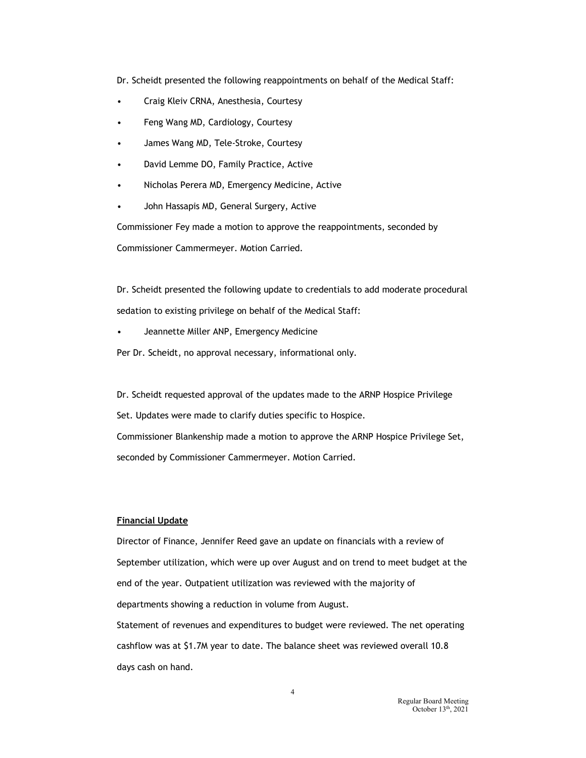Dr. Scheidt presented the following reappointments on behalf of the Medical Staff:

- Craig Kleiv CRNA, Anesthesia, Courtesy
- Feng Wang MD, Cardiology, Courtesy
- James Wang MD, Tele-Stroke, Courtesy
- David Lemme DO, Family Practice, Active
- Nicholas Perera MD, Emergency Medicine, Active
- John Hassapis MD, General Surgery, Active

Commissioner Fey made a motion to approve the reappointments, seconded by Commissioner Cammermeyer. Motion Carried.

Dr. Scheidt presented the following update to credentials to add moderate procedural sedation to existing privilege on behalf of the Medical Staff:

- Jeannette Miller ANP, Emergency Medicine

Per Dr. Scheidt, no approval necessary, informational only.

Dr. Scheidt requested approval of the updates made to the ARNP Hospice Privilege Set. Updates were made to clarify duties specific to Hospice.
Commissioner Blankenship made a motion to approve the ARNP Hospice Privilege Set, seconded by Commissioner Cammermeyer. Motion Carried.

**Financial Update**

Director of Finance, Jennifer Reed gave an update on financials with a review of September utilization, which were up over August and on trend to meet budget at the end of the year. Outpatient utilization was reviewed with the majority of departments showing a reduction in volume from August.
Statement of revenues and expenditures to budget were reviewed. The net operating cashflow was at $1.7M year to date. The balance sheet was reviewed overall 10.8 days cash on hand.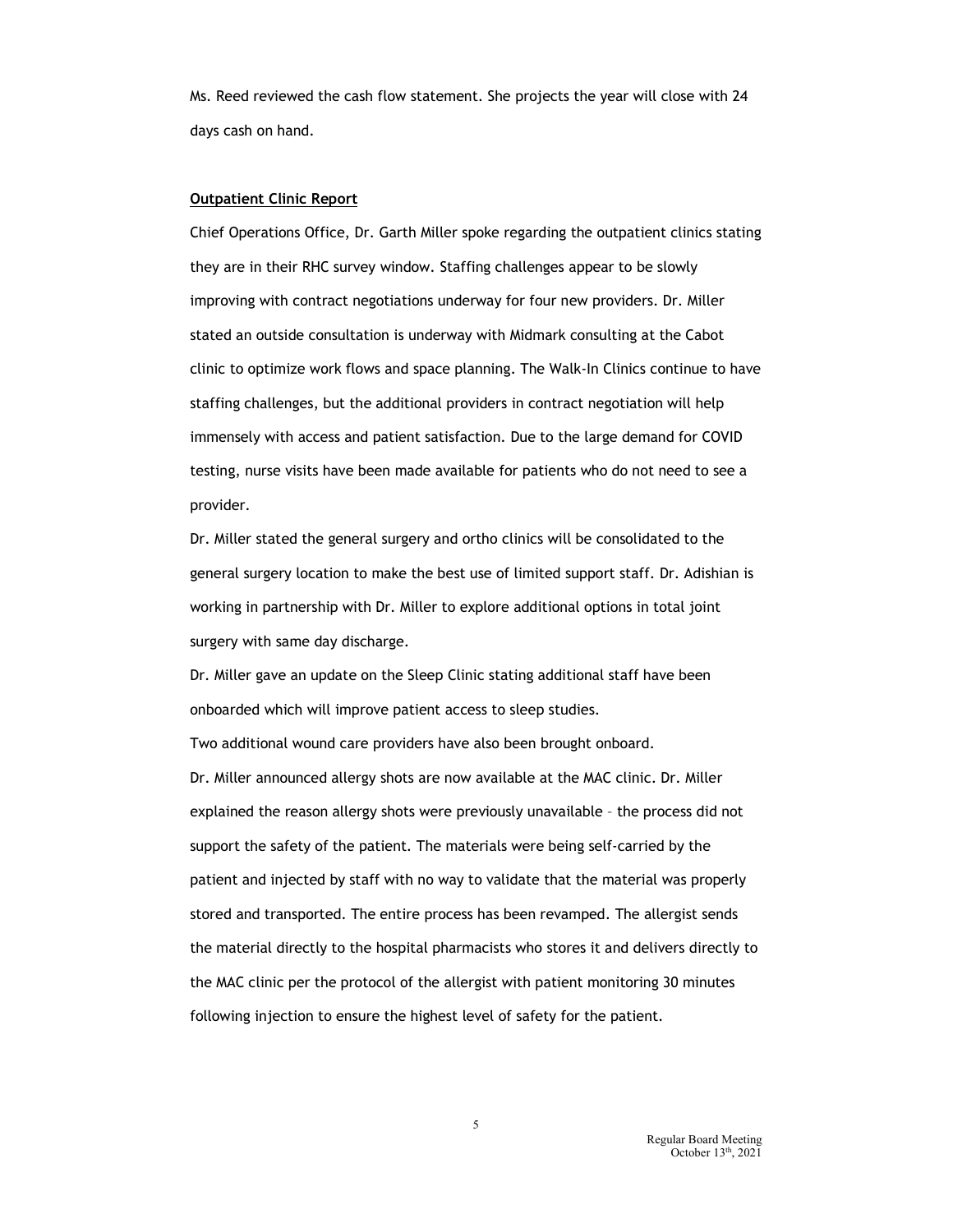Ms. Reed reviewed the cash flow statement. She projects the year will close with 24 days cash on hand.

**Outpatient Clinic Report**

Chief Operations Office, Dr. Garth Miller spoke regarding the outpatient clinics stating they are in their RHC survey window. Staffing challenges appear to be slowly improving with contract negotiations underway for four new providers. Dr. Miller stated an outside consultation is underway with Midmark consulting at the Cabot clinic to optimize work flows and space planning. The Walk-In Clinics continue to have staffing challenges, but the additional providers in contract negotiation will help immensely with access and patient satisfaction. Due to the large demand for COVID testing, nurse visits have been made available for patients who do not need to see a provider.

Dr. Miller stated the general surgery and ortho clinics will be consolidated to the general surgery location to make the best use of limited support staff. Dr. Adishian is working in partnership with Dr. Miller to explore additional options in total joint surgery with same day discharge.

Dr. Miller gave an update on the Sleep Clinic stating additional staff have been onboarded which will improve patient access to sleep studies.

Two additional wound care providers have also been brought onboard.

Dr. Miller announced allergy shots are now available at the MAC clinic. Dr. Miller explained the reason allergy shots were previously unavailable – the process did not support the safety of the patient. The materials were being self-carried by the patient and injected by staff with no way to validate that the material was properly stored and transported. The entire process has been revamped. The allergist sends the material directly to the hospital pharmacists who stores it and delivers directly to the MAC clinic per the protocol of the allergist with patient monitoring 30 minutes following injection to ensure the highest level of safety for the patient.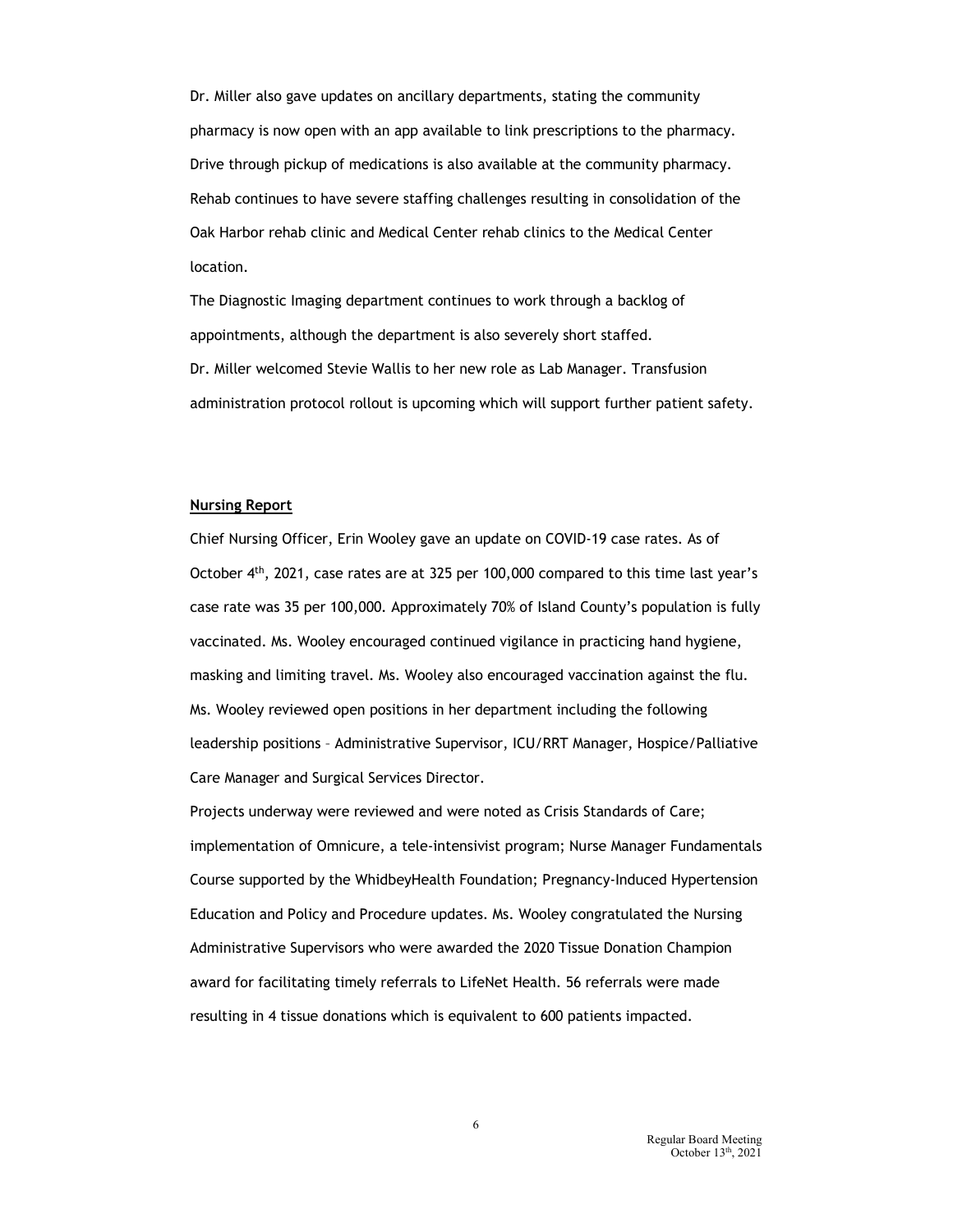Dr. Miller also gave updates on ancillary departments, stating the community pharmacy is now open with an app available to link prescriptions to the pharmacy. Drive through pickup of medications is also available at the community pharmacy. Rehab continues to have severe staffing challenges resulting in consolidation of the Oak Harbor rehab clinic and Medical Center rehab clinics to the Medical Center location.

The Diagnostic Imaging department continues to work through a backlog of appointments, although the department is also severely short staffed.

Dr. Miller welcomed Stevie Wallis to her new role as Lab Manager. Transfusion administration protocol rollout is upcoming which will support further patient safety.

**Nursing Report**

Chief Nursing Officer, Erin Wooley gave an update on COVID-19 case rates. As of October 4th, 2021, case rates are at 325 per 100,000 compared to this time last year's case rate was 35 per 100,000. Approximately 70% of Island County's population is fully vaccinated. Ms. Wooley encouraged continued vigilance in practicing hand hygiene, masking and limiting travel. Ms. Wooley also encouraged vaccination against the flu.

Ms. Wooley reviewed open positions in her department including the following leadership positions – Administrative Supervisor, ICU/RRT Manager, Hospice/Palliative Care Manager and Surgical Services Director.

Projects underway were reviewed and were noted as Crisis Standards of Care; implementation of Omnicure, a tele-intensivist program; Nurse Manager Fundamentals Course supported by the WhidbeyHealth Foundation; Pregnancy-Induced Hypertension Education and Policy and Procedure updates. Ms. Wooley congratulated the Nursing Administrative Supervisors who were awarded the 2020 Tissue Donation Champion award for facilitating timely referrals to LifeNet Health. 56 referrals were made resulting in 4 tissue donations which is equivalent to 600 patients impacted.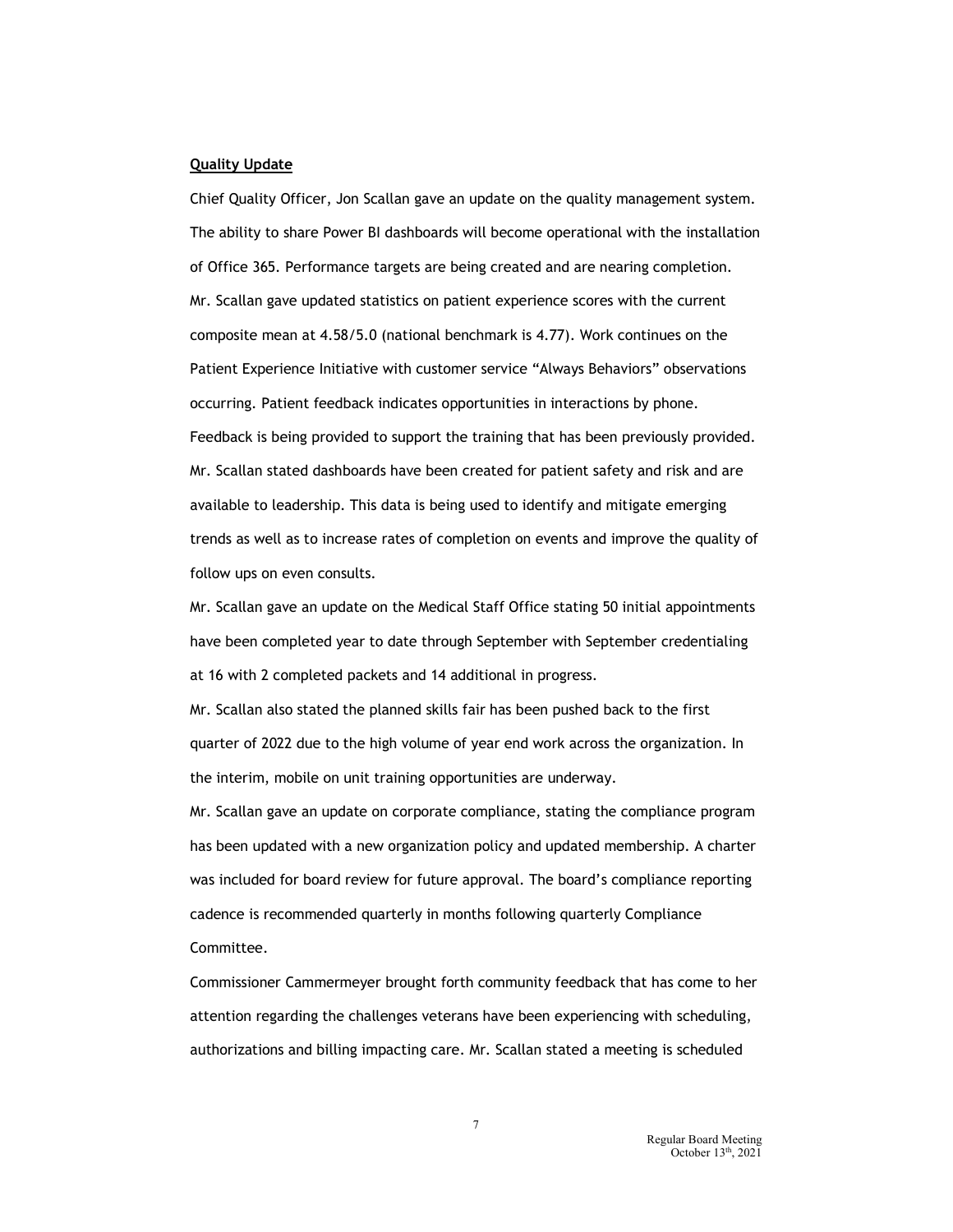**Quality Update**

Chief Quality Officer, Jon Scallan gave an update on the quality management system. The ability to share Power BI dashboards will become operational with the installation of Office 365. Performance targets are being created and are nearing completion. Mr. Scallan gave updated statistics on patient experience scores with the current composite mean at 4.58/5.0 (national benchmark is 4.77). Work continues on the Patient Experience Initiative with customer service "Always Behaviors" observations occurring. Patient feedback indicates opportunities in interactions by phone. Feedback is being provided to support the training that has been previously provided. Mr. Scallan stated dashboards have been created for patient safety and risk and are available to leadership. This data is being used to identify and mitigate emerging trends as well as to increase rates of completion on events and improve the quality of follow ups on even consults.

Mr. Scallan gave an update on the Medical Staff Office stating 50 initial appointments have been completed year to date through September with September credentialing at 16 with 2 completed packets and 14 additional in progress.

Mr. Scallan also stated the planned skills fair has been pushed back to the first quarter of 2022 due to the high volume of year end work across the organization. In the interim, mobile on unit training opportunities are underway.

Mr. Scallan gave an update on corporate compliance, stating the compliance program has been updated with a new organization policy and updated membership. A charter was included for board review for future approval. The board's compliance reporting cadence is recommended quarterly in months following quarterly Compliance Committee.

Commissioner Cammermeyer brought forth community feedback that has come to her attention regarding the challenges veterans have been experiencing with scheduling, authorizations and billing impacting care. Mr. Scallan stated a meeting is scheduled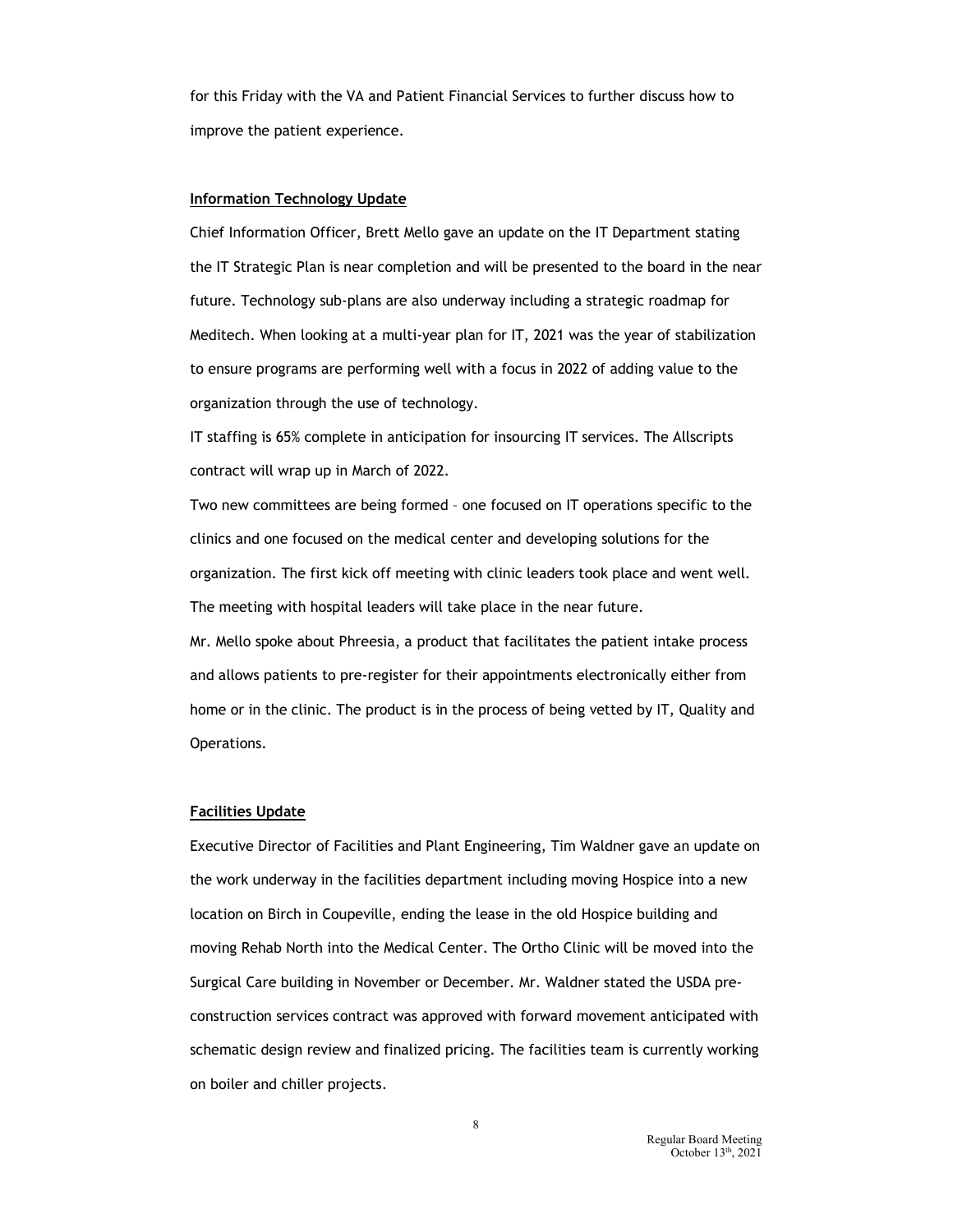for this Friday with the VA and Patient Financial Services to further discuss how to improve the patient experience.

**Information Technology Update**

Chief Information Officer, Brett Mello gave an update on the IT Department stating the IT Strategic Plan is near completion and will be presented to the board in the near future. Technology sub-plans are also underway including a strategic roadmap for Meditech. When looking at a multi-year plan for IT, 2021 was the year of stabilization to ensure programs are performing well with a focus in 2022 of adding value to the organization through the use of technology.

IT staffing is 65% complete in anticipation for insourcing IT services. The Allscripts contract will wrap up in March of 2022.

Two new committees are being formed – one focused on IT operations specific to the clinics and one focused on the medical center and developing solutions for the organization. The first kick off meeting with clinic leaders took place and went well. The meeting with hospital leaders will take place in the near future.

Mr. Mello spoke about Phreesia, a product that facilitates the patient intake process and allows patients to pre-register for their appointments electronically either from home or in the clinic. The product is in the process of being vetted by IT, Quality and Operations.

**Facilities Update**

Executive Director of Facilities and Plant Engineering, Tim Waldner gave an update on the work underway in the facilities department including moving Hospice into a new location on Birch in Coupeville, ending the lease in the old Hospice building and moving Rehab North into the Medical Center. The Ortho Clinic will be moved into the Surgical Care building in November or December. Mr. Waldner stated the USDA pre-construction services contract was approved with forward movement anticipated with schematic design review and finalized pricing. The facilities team is currently working on boiler and chiller projects.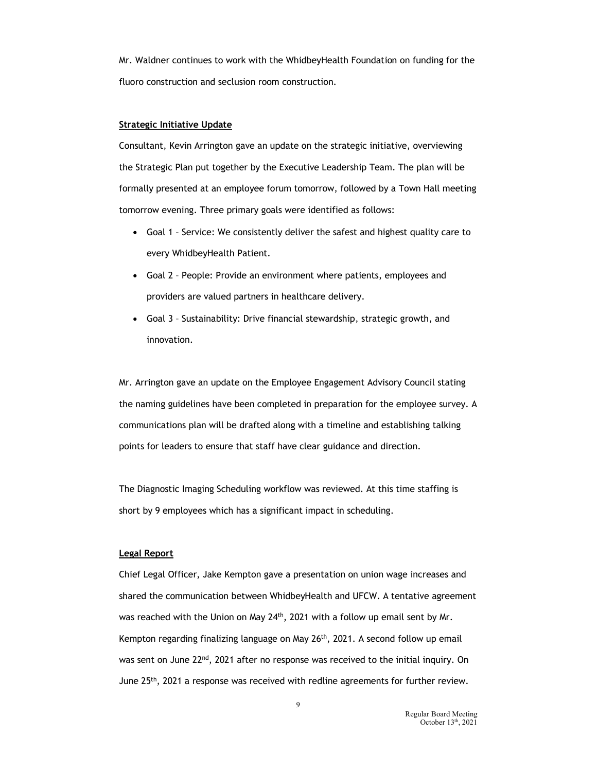Mr. Waldner continues to work with the WhidbeyHealth Foundation on funding for the fluoro construction and seclusion room construction.

**Strategic Initiative Update**

Consultant, Kevin Arrington gave an update on the strategic initiative, overviewing the Strategic Plan put together by the Executive Leadership Team. The plan will be formally presented at an employee forum tomorrow, followed by a Town Hall meeting tomorrow evening. Three primary goals were identified as follows:

- Goal 1 – Service: We consistently deliver the safest and highest quality care to every WhidbeyHealth Patient.
- Goal 2 – People: Provide an environment where patients, employees and providers are valued partners in healthcare delivery.
- Goal 3 – Sustainability: Drive financial stewardship, strategic growth, and innovation.

Mr. Arrington gave an update on the Employee Engagement Advisory Council stating the naming guidelines have been completed in preparation for the employee survey. A communications plan will be drafted along with a timeline and establishing talking points for leaders to ensure that staff have clear guidance and direction.

The Diagnostic Imaging Scheduling workflow was reviewed. At this time staffing is short by 9 employees which has a significant impact in scheduling.

**Legal Report**

Chief Legal Officer, Jake Kempton gave a presentation on union wage increases and shared the communication between WhidbeyHealth and UFCW. A tentative agreement was reached with the Union on May 24th, 2021 with a follow up email sent by Mr. Kempton regarding finalizing language on May 26th, 2021. A second follow up email was sent on June 22nd, 2021 after no response was received to the initial inquiry. On June 25th, 2021 a response was received with redline agreements for further review.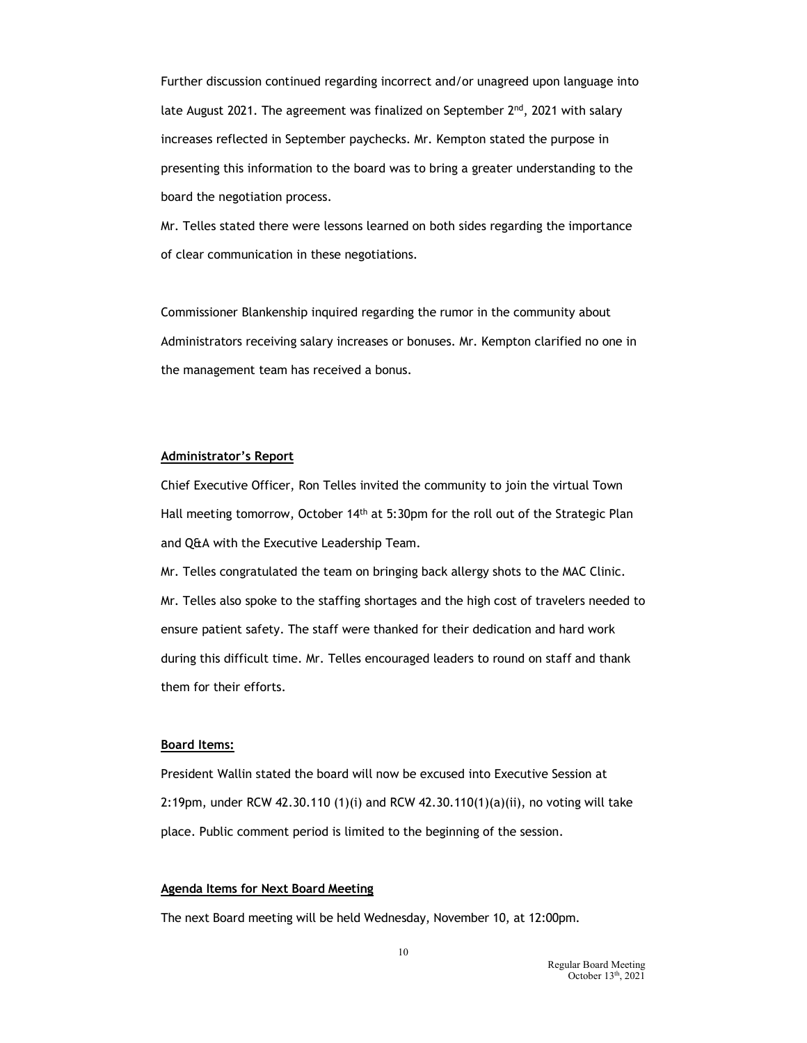Further discussion continued regarding incorrect and/or unagreed upon language into late August 2021. The agreement was finalized on September 2nd, 2021 with salary increases reflected in September paychecks. Mr. Kempton stated the purpose in presenting this information to the board was to bring a greater understanding to the board the negotiation process.

Mr. Telles stated there were lessons learned on both sides regarding the importance of clear communication in these negotiations.

Commissioner Blankenship inquired regarding the rumor in the community about Administrators receiving salary increases or bonuses. Mr. Kempton clarified no one in the management team has received a bonus.

**Administrator's Report**

Chief Executive Officer, Ron Telles invited the community to join the virtual Town Hall meeting tomorrow, October 14th at 5:30pm for the roll out of the Strategic Plan and Q&A with the Executive Leadership Team.

Mr. Telles congratulated the team on bringing back allergy shots to the MAC Clinic. Mr. Telles also spoke to the staffing shortages and the high cost of travelers needed to ensure patient safety. The staff were thanked for their dedication and hard work during this difficult time. Mr. Telles encouraged leaders to round on staff and thank them for their efforts.

**Board Items:**

President Wallin stated the board will now be excused into Executive Session at 2:19pm, under RCW 42.30.110 (1)(i) and RCW 42.30.110(1)(a)(ii), no voting will take place. Public comment period is limited to the beginning of the session.

**Agenda Items for Next Board Meeting**

The next Board meeting will be held Wednesday, November 10, at 12:00pm.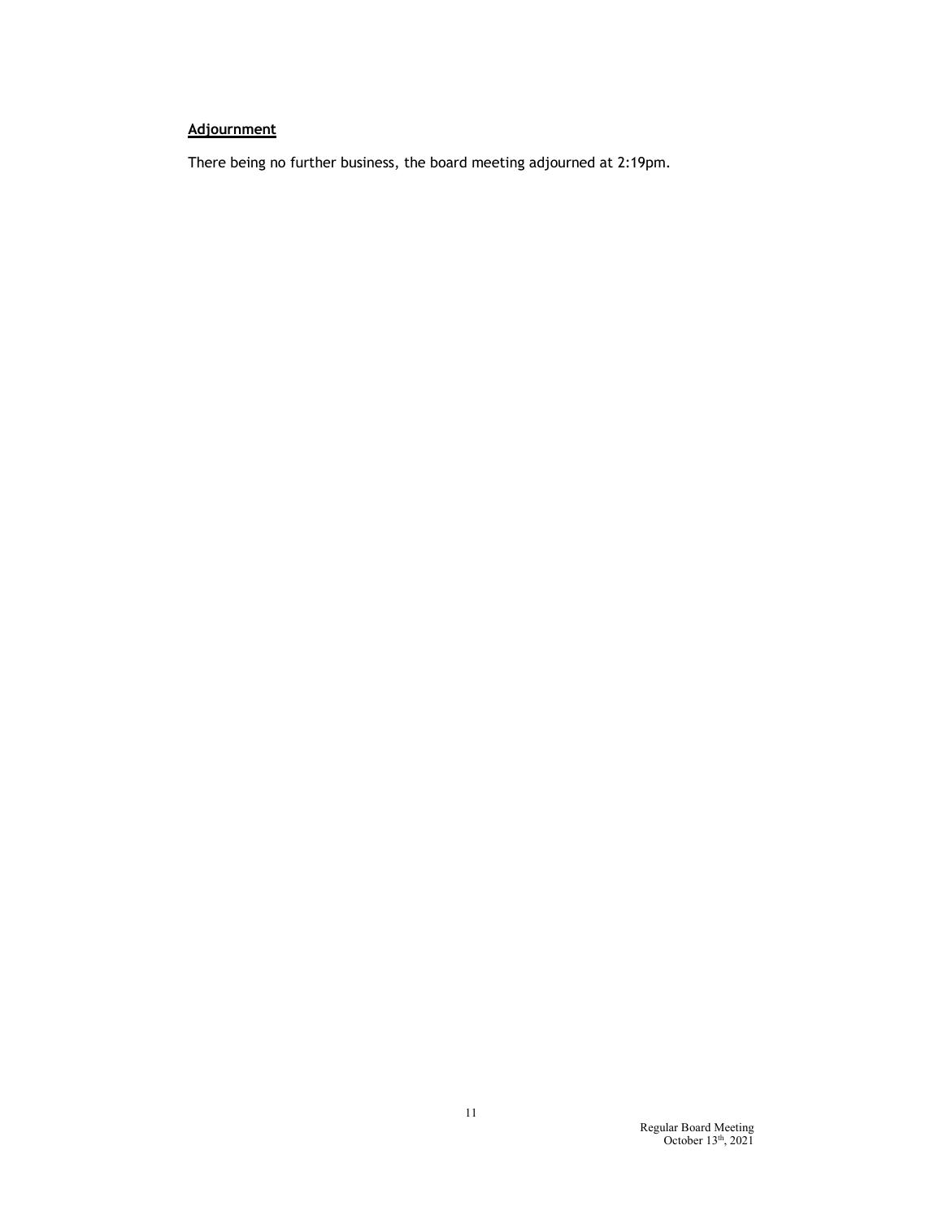**Adjournment**

There being no further business, the board meeting adjourned at 2:19pm.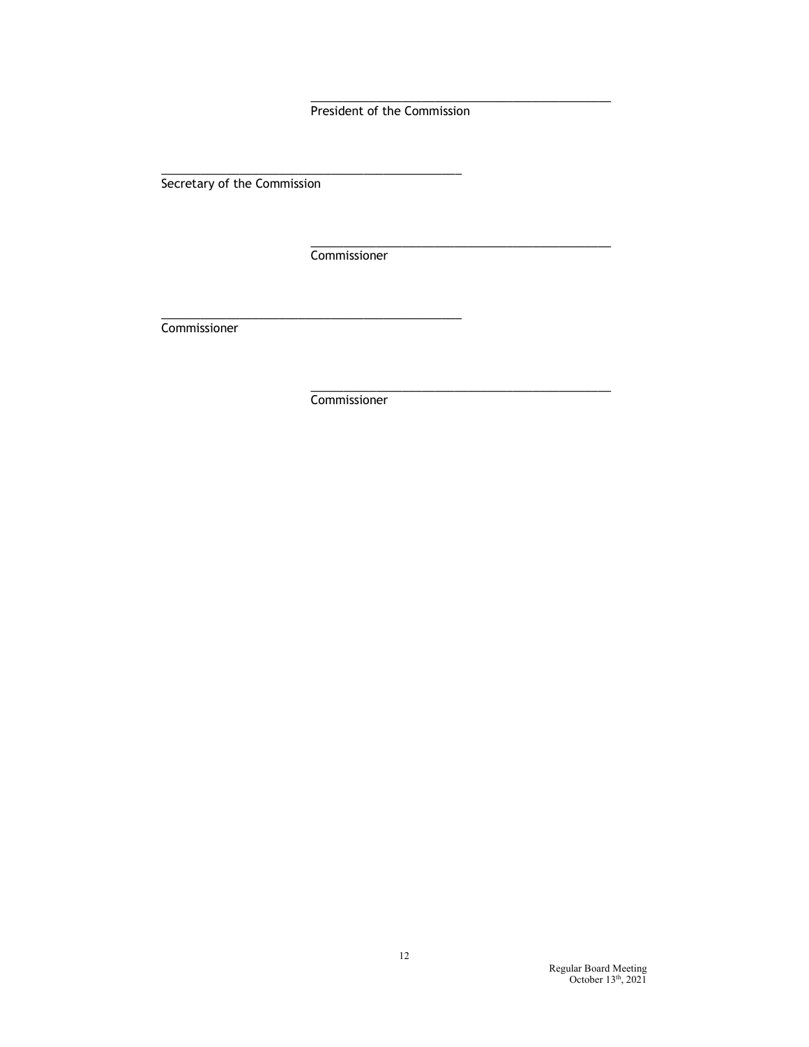\_\_\_\_\_\_\_\_\_\_\_\_\_\_\_\_\_\_\_\_\_\_\_\_\_\_\_\_\_\_\_\_\_\_\_\_\_\_\_\_\_\_\_\_\_\_\_\_
President of the Commission

\_\_\_\_\_\_\_\_\_\_\_\_\_\_\_\_\_\_\_\_\_\_\_\_\_\_\_\_\_\_\_\_\_\_\_\_\_\_\_\_\_\_\_\_\_\_\_\_
Secretary of the Commission

\_\_\_\_\_\_\_\_\_\_\_\_\_\_\_\_\_\_\_\_\_\_\_\_\_\_\_\_\_\_\_\_\_\_\_\_\_\_\_\_\_\_\_\_\_\_\_\_
Commissioner

\_\_\_\_\_\_\_\_\_\_\_\_\_\_\_\_\_\_\_\_\_\_\_\_\_\_\_\_\_\_\_\_\_\_\_\_\_\_\_\_\_\_\_\_\_\_\_\_
Commissioner

\_\_\_\_\_\_\_\_\_\_\_\_\_\_\_\_\_\_\_\_\_\_\_\_\_\_\_\_\_\_\_\_\_\_\_\_\_\_\_\_\_\_\_\_\_\_\_\_
Commissioner